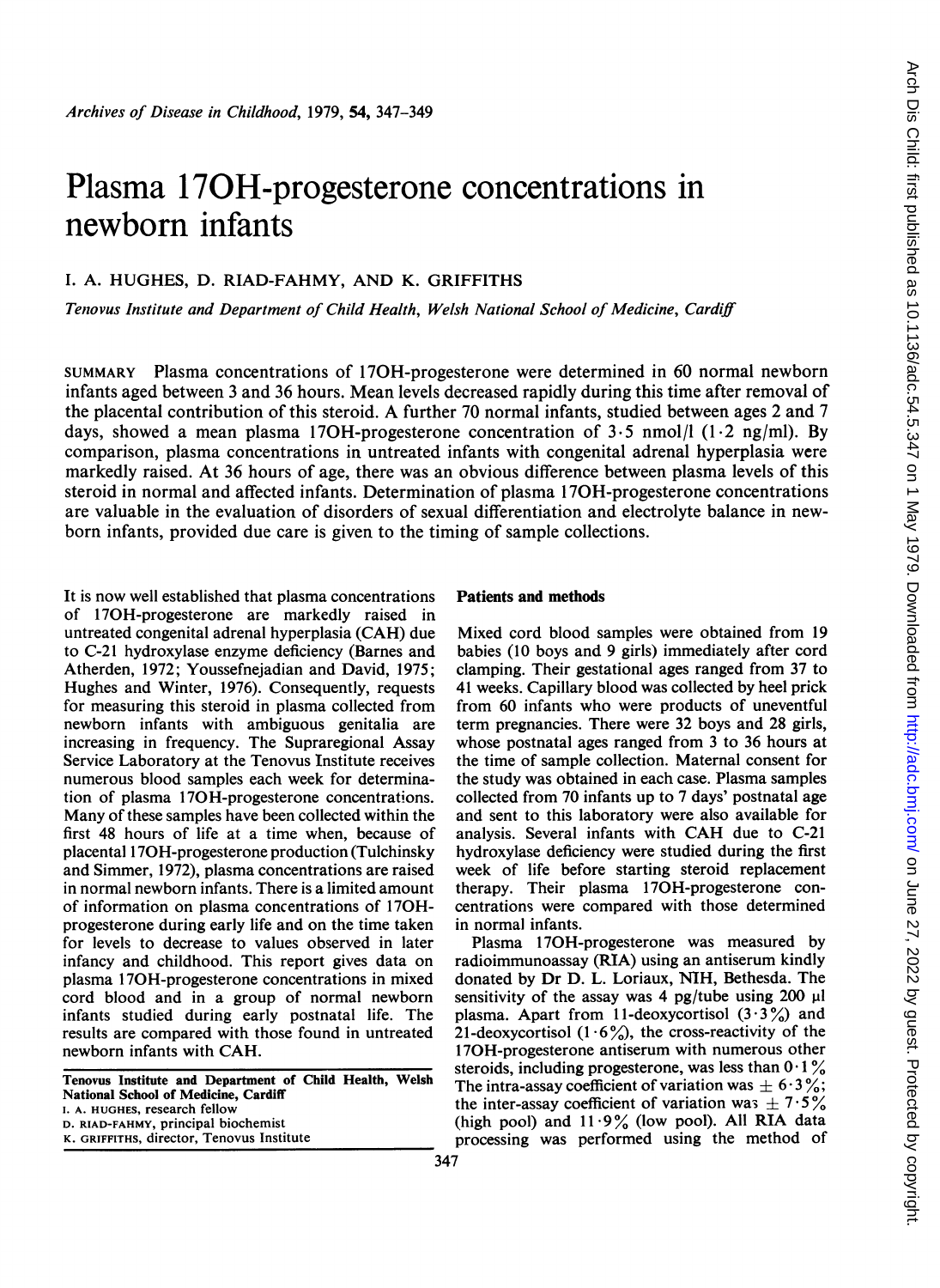# Plasma 17OH-progesterone concentrations in newborn infants

I. A. HUGHES, D. RIAD-FAHMY, AND K. GRIFFITHS

*Tenovus Institute and Department of Child Health, Welsh National School of Medicine, Cardiff*

SUMMARY Plasma concentrations of 17OH-progesterone were determined in 60 normal newborn infants aged between 3 and 36 hours. Mean levels decreased rapidly during this time after removal of the placental contribution of this steroid. A further 70 normal infants, studied between ages 2 and 7 days, showed a mean plasma 17OH-progesterone concentration of 3·5 nmol/l (1·2 ng/ml). By comparison, plasma concentrations in untreated infants with congenital adrenal hyperplasia were markedly raised. At 36 hours of age, there was an obvious difference between plasma levels of this steroid in normal and affected infants. Determination of plasma 17OH-progesterone concentrations are valuable in the evaluation of disorders of sexual differentiation and electrolyte balance in newborn infants, provided due care is given to the timing of sample collections.

It is now well established that plasma concentrations of 17OH-progesterone are markedly raised in untreated congenital adrenal hyperplasia (CAH) due to C-21 hydroxylase enzyme deficiency (Barnes and Atherden, 1972; Youssefnejadian and David, 1975; Hughes and Winter, 1976). Consequently, requests for measuring this steroid in plasma collected from newborn infants with ambiguous genitalia are increasing in frequency. The Supraregional Assay Service Laboratory at the Tenovus Institute receives numerous blood samples each week for determination of plasma 17OH-progesterone concentrations. Many of these samples have been collected within the first 48 hours of life at a time when, because of placental 17OH-progesterone production (Tulchinsky and Simmer, 1972), plasma concentrations are raised in normal newborn infants. There is a limited amount of information on plasma concentrations of 17OH-progesterone during early life and on the time taken for levels to decrease to values observed in later infancy and childhood. This report gives data on plasma 17OH-progesterone concentrations in mixed cord blood and in a group of normal newborn infants studied during early postnatal life. The results are compared with those found in untreated newborn infants with CAH.

Tenovus Institute and Department of Child Health, Welsh National School of Medicine, Cardiff
I. A. HUGHES, research fellow
D. RIAD-FAHMY, principal biochemist
K. GRIFFITHS, director, Tenovus Institute

## Patients and methods

Mixed cord blood samples were obtained from 19 babies (10 boys and 9 girls) immediately after cord clamping. Their gestational ages ranged from 37 to 41 weeks. Capillary blood was collected by heel prick from 60 infants who were products of uneventful term pregnancies. There were 32 boys and 28 girls, whose postnatal ages ranged from 3 to 36 hours at the time of sample collection. Maternal consent for the study was obtained in each case. Plasma samples collected from 70 infants up to 7 days' postnatal age and sent to this laboratory were also available for analysis. Several infants with CAH due to C-21 hydroxylase deficiency were studied during the first week of life before starting steroid replacement therapy. Their plasma 17OH-progesterone concentrations were compared with those determined in normal infants.

Plasma 17OH-progesterone was measured by radioimmunoassay (RIA) using an antiserum kindly donated by Dr D. L. Loriaux, NIH, Bethesda. The sensitivity of the assay was 4 pg/tube using 200 µl plasma. Apart from 11-deoxycortisol (3·3%) and 21-deoxycortisol (1·6%), the cross-reactivity of the 17OH-progesterone antiserum with numerous other steroids, including progesterone, was less than 0·1%. The intra-assay coefficient of variation was ± 6·3%; the inter-assay coefficient of variation was ± 7·5% (high pool) and 11·9% (low pool). All RIA data processing was performed using the method of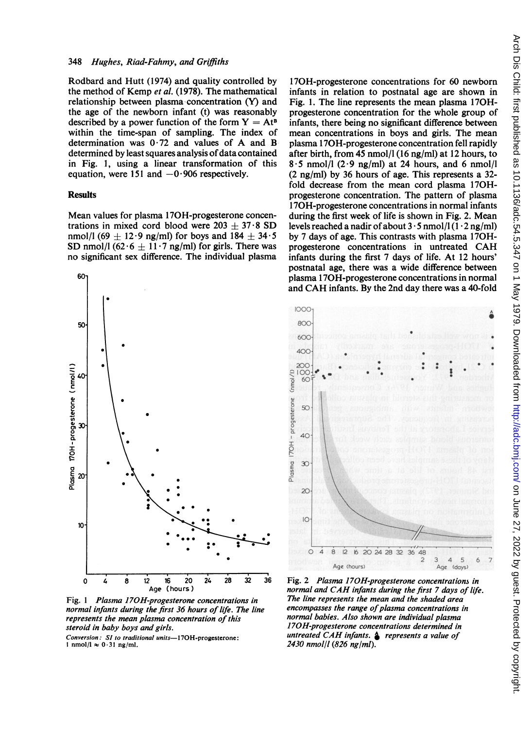Rodbard and Hutt (1974) and quality controlled by the method of Kemp *et al.* (1978). The mathematical relationship between plasma concentration (Y) and the age of the newborn infant (t) was reasonably described by a power function of the form $Y = At^B$ within the time-span of sampling. The index of determination was 0·72 and values of A and B determined by least squares analysis of data contained in Fig. 1, using a linear transformation of this equation, were 151 and −0·906 respectively.

## Results

Mean values for plasma 17OH-progesterone concentrations in mixed cord blood were 203 ± 37·8 SD nmol/l (69 ± 12·9 ng/ml) for boys and 184 ± 34·5 SD nmol/l (62·6 ± 11·7 ng/ml) for girls. There was no significant sex difference. The individual plasma 17OH-progesterone concentrations for 60 newborn infants in relation to postnatal age are shown in Fig. 1. The line represents the mean plasma 17OH-progesterone concentration for the whole group of infants, there being no significant difference between mean concentrations in boys and girls. The mean plasma 17OH-progesterone concentration fell rapidly after birth, from 45 nmol/l (16 ng/ml) at 12 hours, to 8·5 nmol/l (2·9 ng/ml) at 24 hours, and 6 nmol/l (2 ng/ml) by 36 hours of age. This represents a 32-fold decrease from the mean cord plasma 17OH-progesterone concentration. The pattern of plasma 17OH-progesterone concentrations in normal infants during the first week of life is shown in Fig. 2. Mean levels reached a nadir of about 3·5 nmol/l (1·2 ng/ml) by 7 days of age. This contrasts with plasma 17OH-progesterone concentrations in untreated CAH infants during the first 7 days of life. At 12 hours' postnatal age, there was a wide difference between plasma 17OH-progesterone concentrations in normal and CAH infants. By the 2nd day there was a 40-fold

Fig. 1 *Plasma 17OH-progesterone concentrations in normal infants during the first 36 hours of life. The line represents the mean plasma concentration of this steroid in baby boys and girls.*

*Conversion: SI to traditional units—17OH-progesterone: 1 nmol/l ≈ 0·31 ng/ml.*

Fig. 2 *Plasma 17OH-progesterone concentrations in normal and CAH infants during the first 7 days of life. The line represents the mean and the shaded area encompasses the range of plasma concentrations in normal babies. Also shown are individual plasma 17OH-progesterone concentrations determined in untreated CAH infants.* ♠ *represents a value of 2430 nmol/l (826 ng/ml).*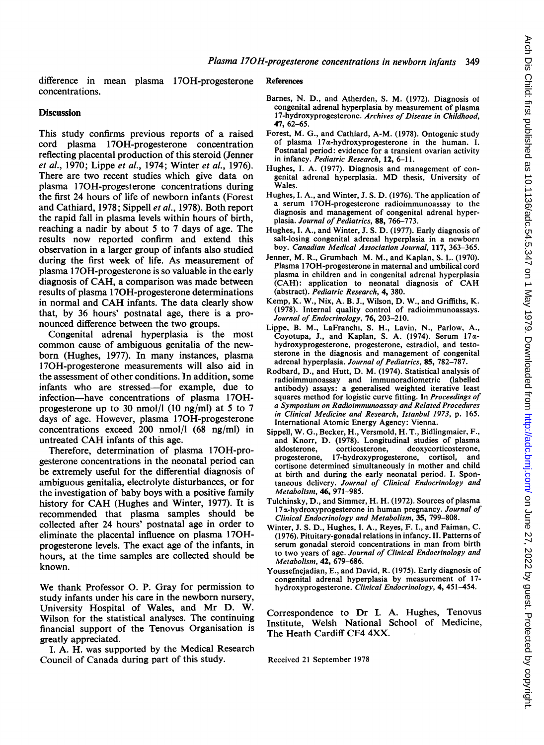difference in mean plasma 17OH-progesterone concentrations.

## Discussion

This study confirms previous reports of a raised cord plasma 17OH-progesterone concentration reflecting placental production of this steroid (Jenner *et al.*, 1970; Lippe *et al.*, 1974; Winter *et al.*, 1976). There are two recent studies which give data on plasma 17OH-progesterone concentrations during the first 24 hours of life of newborn infants (Forest and Cathiard, 1978; Sippell *et al.*, 1978). Both report the rapid fall in plasma levels within hours of birth, reaching a nadir by about 5 to 7 days of age. The results now reported confirm and extend this observation in a larger group of infants also studied during the first week of life. As measurement of plasma 17OH-progesterone is so valuable in the early diagnosis of CAH, a comparison was made between results of plasma 17OH-progesterone determinations in normal and CAH infants. The data clearly show that, by 36 hours' postnatal age, there is a pronounced difference between the two groups.

Congenital adrenal hyperplasia is the most common cause of ambiguous genitalia of the newborn (Hughes, 1977). In many instances, plasma 17OH-progesterone measurements will also aid in the assessment of other conditions. In addition, some infants who are stressed—for example, due to infection—have concentrations of plasma 17OH-progesterone up to 30 nmol/l (10 ng/ml) at 5 to 7 days of age. However, plasma 17OH-progesterone concentrations exceed 200 nmol/l (68 ng/ml) in untreated CAH infants of this age.

Therefore, determination of plasma 17OH-progesterone concentrations in the neonatal period can be extremely useful for the differential diagnosis of ambiguous genitalia, electrolyte disturbances, or for the investigation of baby boys with a positive family history for CAH (Hughes and Winter, 1977). It is recommended that plasma samples should be collected after 24 hours' postnatal age in order to eliminate the placental influence on plasma 17OH-progesterone levels. The exact age of the infants, in hours, at the time samples are collected should be known.

We thank Professor O. P. Gray for permission to study infants under his care in the newborn nursery, University Hospital of Wales, and Mr D. W. Wilson for the statistical analyses. The continuing financial support of the Tenovus Organisation is greatly appreciated.

I. A. H. was supported by the Medical Research Council of Canada during part of this study.

## References

Barnes, N. D., and Atherden, S. M. (1972). Diagnosis of congenital adrenal hyperplasia by measurement of plasma 17-hydroxyprogesterone. *Archives of Disease in Childhood*, **47**, 62–65.

Forest, M. G., and Cathiard, A-M. (1978). Ontogenic study of plasma 17α-hydroxyprogesterone in the human. I. Postnatal period: evidence for a transient ovarian activity in infancy. *Pediatric Research*, **12**, 6–11.

Hughes, I. A. (1977). Diagnosis and management of congenital adrenal hyperplasia. MD thesis, University of Wales.

Hughes, I. A., and Winter, J. S. D. (1976). The application of a serum 17OH-progesterone radioimmunoassay to the diagnosis and management of congenital adrenal hyperplasia. *Journal of Pediatrics*, **88**, 766–773.

Hughes, I. A., and Winter, J. S. D. (1977). Early diagnosis of salt-losing congenital adrenal hyperplasia in a newborn boy. *Canadian Medical Association Journal*, **117**, 363–365.

Jenner, M. R., Grumbach M. M., and Kaplan, S. L. (1970). Plasma 17OH-progesterone in maternal and umbilical cord plasma in children and in congenital adrenal hyperplasia (CAH): application to neonatal diagnosis of CAH (abstract). *Pediatric Research*, **4**, 380.

Kemp, K. W., Nix, A. B. J., Wilson, D. W., and Griffiths, K. (1978). Internal quality control of radioimmunoassays. *Journal of Endocrinology*, **76**, 203–210.

Lippe, B. M., LaFranchi, S. H., Lavin, N., Parlow, A., Coyotupa, J., and Kaplan, S. A. (1974). Serum 17α-hydroxyprogesterone, progesterone, estradiol, and testosterone in the diagnosis and management of congenital adrenal hyperplasia. *Journal of Pediatrics*, **85**, 782–787.

Rodbard, D., and Hutt, D. M. (1974). Statistical analysis of radioimmunoassay and immunoradiometric (labelled antibody) assays: a generalised weighted iterative least squares method for logistic curve fitting. In *Proceedings of a Symposium on Radioimmunoassay and Related Procedures in Clinical Medicine and Research, Istanbul 1973*, p. 165. International Atomic Energy Agency: Vienna.

Sippell, W. G., Becker, H., Versmold, H. T., Bidlingmaier, F., and Knorr, D. (1978). Longitudinal studies of plasma aldosterone, corticosterone, deoxycorticosterone, progesterone, 17-hydroxyprogesterone, cortisol, and cortisone determined simultaneously in mother and child at birth and during the early neonatal period. I. Spontaneous delivery. *Journal of Clinical Endocrinology and Metabolism*, **46**, 971–985.

Tulchinsky, D., and Simmer, H. H. (1972). Sources of plasma 17α-hydroxyprogesterone in human pregnancy. *Journal of Clinical Endocrinology and Metabolism*, **35**, 799–808.

Winter, J. S. D., Hughes, I. A., Reyes, F. I., and Faiman, C. (1976). Pituitary-gonadal relations in infancy. II. Patterns of serum gonadal steroid concentrations in man from birth to two years of age. *Journal of Clinical Endocrinology and Metabolism*, **42**, 679–686.

Youssefnejadian, E., and David, R. (1975). Early diagnosis of congenital adrenal hyperplasia by measurement of 17-hydroxyprogesterone. *Clinical Endocrinology*, **4**, 451–454.

Correspondence to Dr I. A. Hughes, Tenovus Institute, Welsh National School of Medicine, The Heath Cardiff CF4 4XX.

Received 21 September 1978